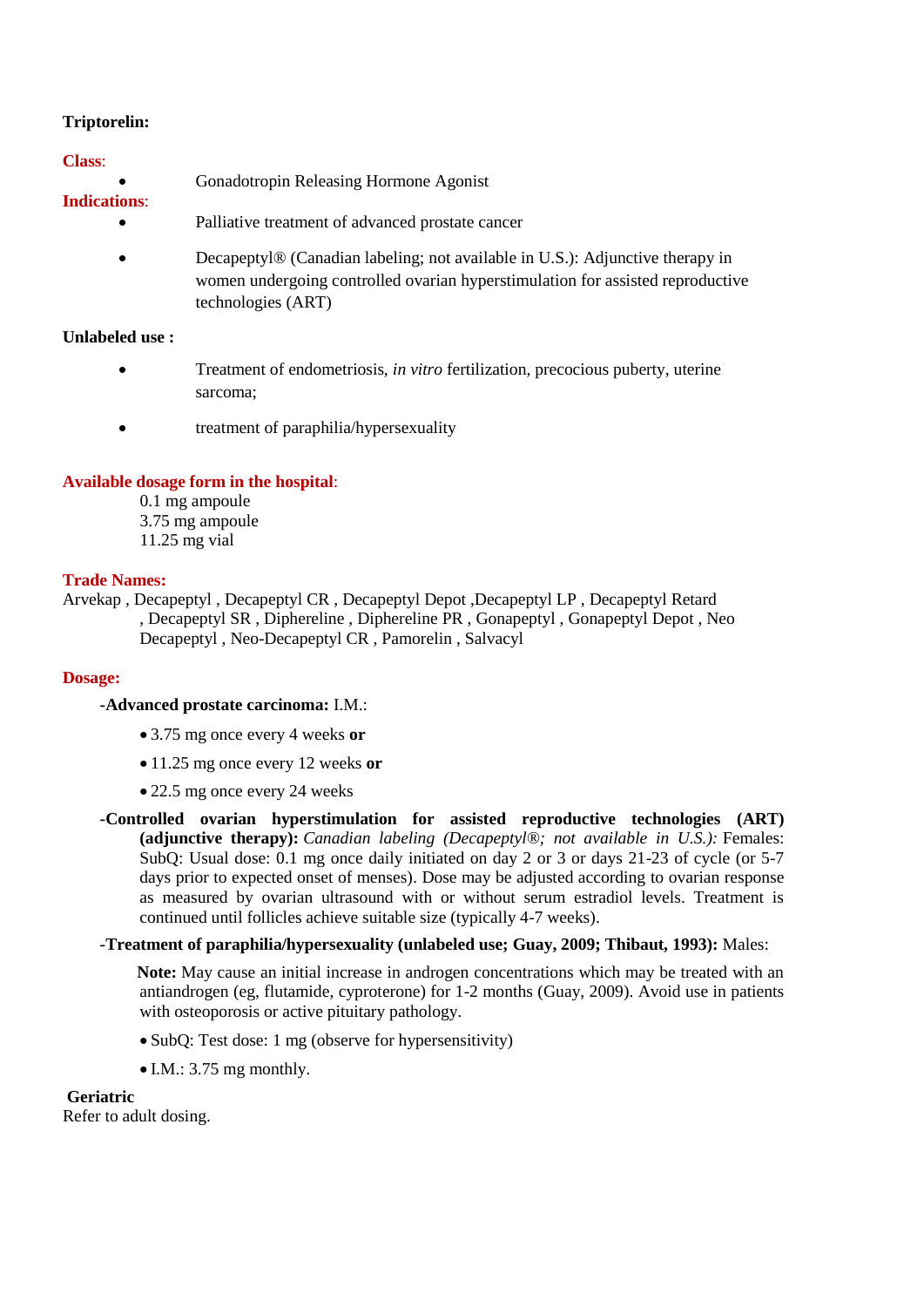**Triptorelin:**

**Class**:

- Gonadotropin Releasing Hormone Agonist

**Indications**:

- Palliative treatment of advanced prostate cancer
- Decapeptyl® (Canadian labeling; not available in U.S.): Adjunctive therapy in women undergoing controlled ovarian hyperstimulation for assisted reproductive technologies (ART)

**Unlabeled use :**

- Treatment of endometriosis, *in vitro* fertilization, precocious puberty, uterine sarcoma;
- treatment of paraphilia/hypersexuality

**Available dosage form in the hospital**:

0.1 mg ampoule
3.75 mg ampoule
11.25 mg vial

**Trade Names:**

Arvekap , Decapeptyl , Decapeptyl CR , Decapeptyl Depot ,Decapeptyl LP , Decapeptyl Retard , Decapeptyl SR , Diphereline , Diphereline PR , Gonapeptyl , Gonapeptyl Depot , Neo Decapeptyl , Neo-Decapeptyl CR , Pamorelin , Salvacyl

**Dosage:**

**-Advanced prostate carcinoma:** I.M.:

- 3.75 mg once every 4 weeks **or**
- 11.25 mg once every 12 weeks **or**
- 22.5 mg once every 24 weeks

**-Controlled ovarian hyperstimulation for assisted reproductive technologies (ART) (adjunctive therapy):** *Canadian labeling (Decapeptyl®; not available in U.S.):* Females: SubQ: Usual dose: 0.1 mg once daily initiated on day 2 or 3 or days 21-23 of cycle (or 5-7 days prior to expected onset of menses). Dose may be adjusted according to ovarian response as measured by ovarian ultrasound with or without serum estradiol levels. Treatment is continued until follicles achieve suitable size (typically 4-7 weeks).

**-Treatment of paraphilia/hypersexuality (unlabeled use; Guay, 2009; Thibaut, 1993):** Males:

**Note:** May cause an initial increase in androgen concentrations which may be treated with an antiandrogen (eg, flutamide, cyproterone) for 1-2 months (Guay, 2009). Avoid use in patients with osteoporosis or active pituitary pathology.

- SubQ: Test dose: 1 mg (observe for hypersensitivity)
- I.M.: 3.75 mg monthly.

**Geriatric**

Refer to adult dosing.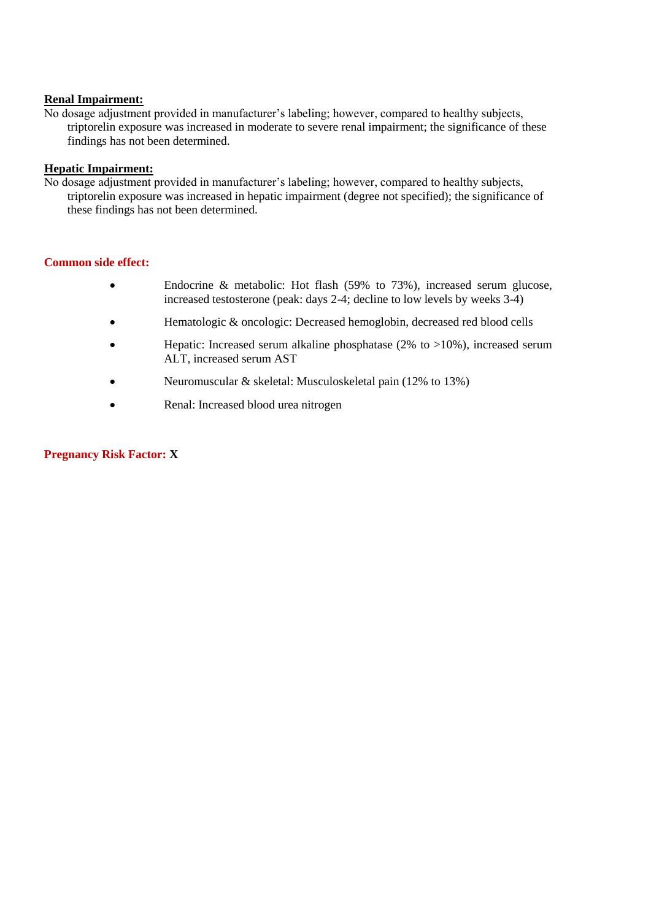**Renal Impairment:**

No dosage adjustment provided in manufacturer's labeling; however, compared to healthy subjects, triptorelin exposure was increased in moderate to severe renal impairment; the significance of these findings has not been determined.

**Hepatic Impairment:**

No dosage adjustment provided in manufacturer's labeling; however, compared to healthy subjects, triptorelin exposure was increased in hepatic impairment (degree not specified); the significance of these findings has not been determined.

**Common side effect:**

- Endocrine & metabolic: Hot flash (59% to 73%), increased serum glucose, increased testosterone (peak: days 2-4; decline to low levels by weeks 3-4)
- Hematologic & oncologic: Decreased hemoglobin, decreased red blood cells
- Hepatic: Increased serum alkaline phosphatase (2% to >10%), increased serum ALT, increased serum AST
- Neuromuscular & skeletal: Musculoskeletal pain (12% to 13%)
- Renal: Increased blood urea nitrogen

**Pregnancy Risk Factor: X**